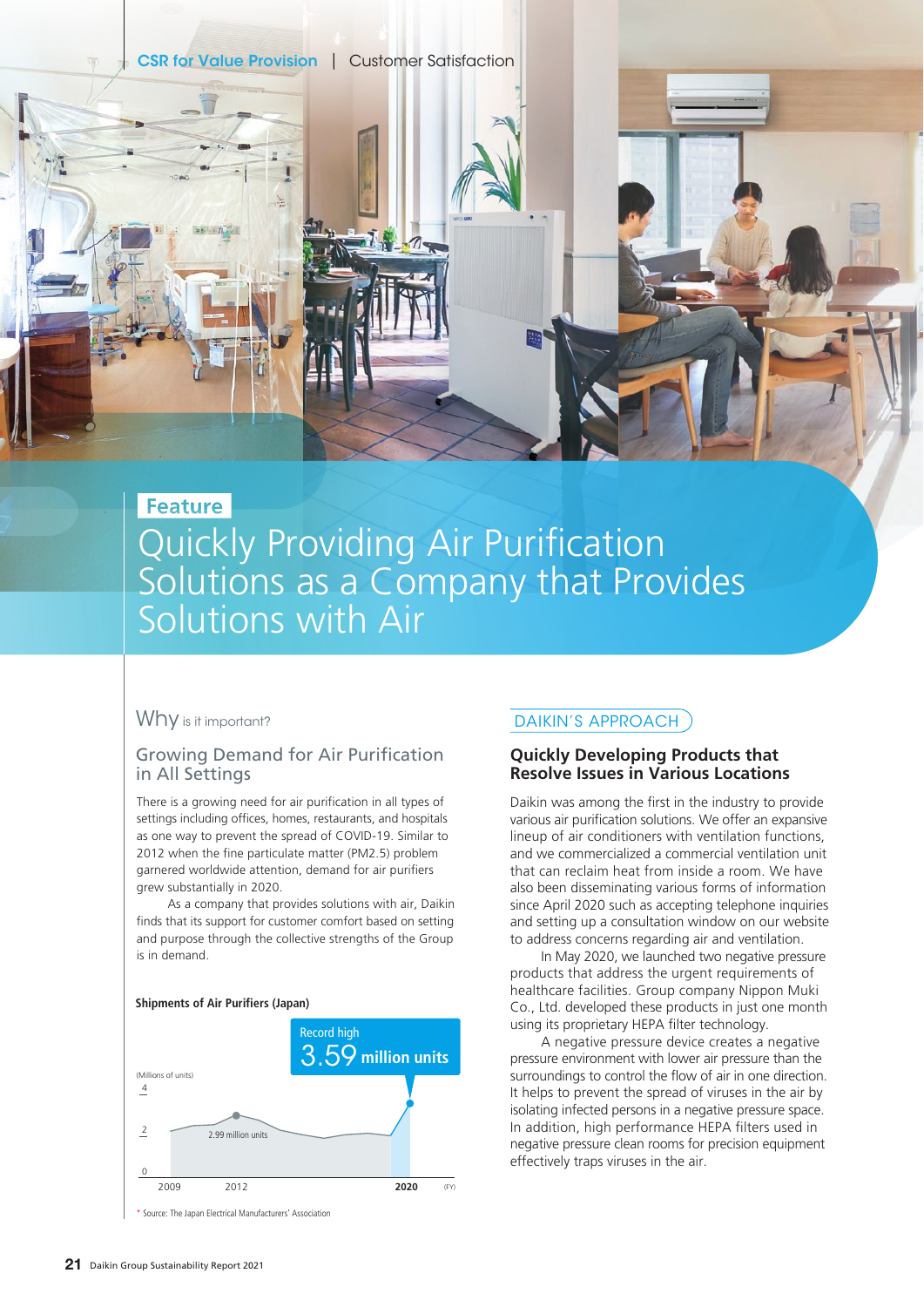CSR for Value Provision | Customer Satisfaction

**Feature**

# Quickly Providing Air Purification Solutions as a Company that Provides Solutions with Air

## Why is it important?

### Growing Demand for Air Purification in All Settings

There is a growing need for air purification in all types of settings including offices, homes, restaurants, and hospitals as one way to prevent the spread of COVID-19. Similar to 2012 when the fine particulate matter (PM2.5) problem garnered worldwide attention, demand for air purifiers grew substantially in 2020.

As a company that provides solutions with air, Daikin finds that its support for customer comfort based on setting and purpose through the collective strengths of the Group is in demand.

**Shipments of Air Purifiers (Japan)**

Record high 3.59 million units

(Millions of units)

2.99 million units

2009 2012 2020 (FY)

\* Source: The Japan Electrical Manufacturers' Association

## DAIKIN'S APPROACH

### Quickly Developing Products that Resolve Issues in Various Locations

Daikin was among the first in the industry to provide various air purification solutions. We offer an expansive lineup of air conditioners with ventilation functions, and we commercialized a commercial ventilation unit that can reclaim heat from inside a room. We have also been disseminating various forms of information since April 2020 such as accepting telephone inquiries and setting up a consultation window on our website to address concerns regarding air and ventilation.

In May 2020, we launched two negative pressure products that address the urgent requirements of healthcare facilities. Group company Nippon Muki Co., Ltd. developed these products in just one month using its proprietary HEPA filter technology.

A negative pressure device creates a negative pressure environment with lower air pressure than the surroundings to control the flow of air in one direction. It helps to prevent the spread of viruses in the air by isolating infected persons in a negative pressure space. In addition, high performance HEPA filters used in negative pressure clean rooms for precision equipment effectively traps viruses in the air.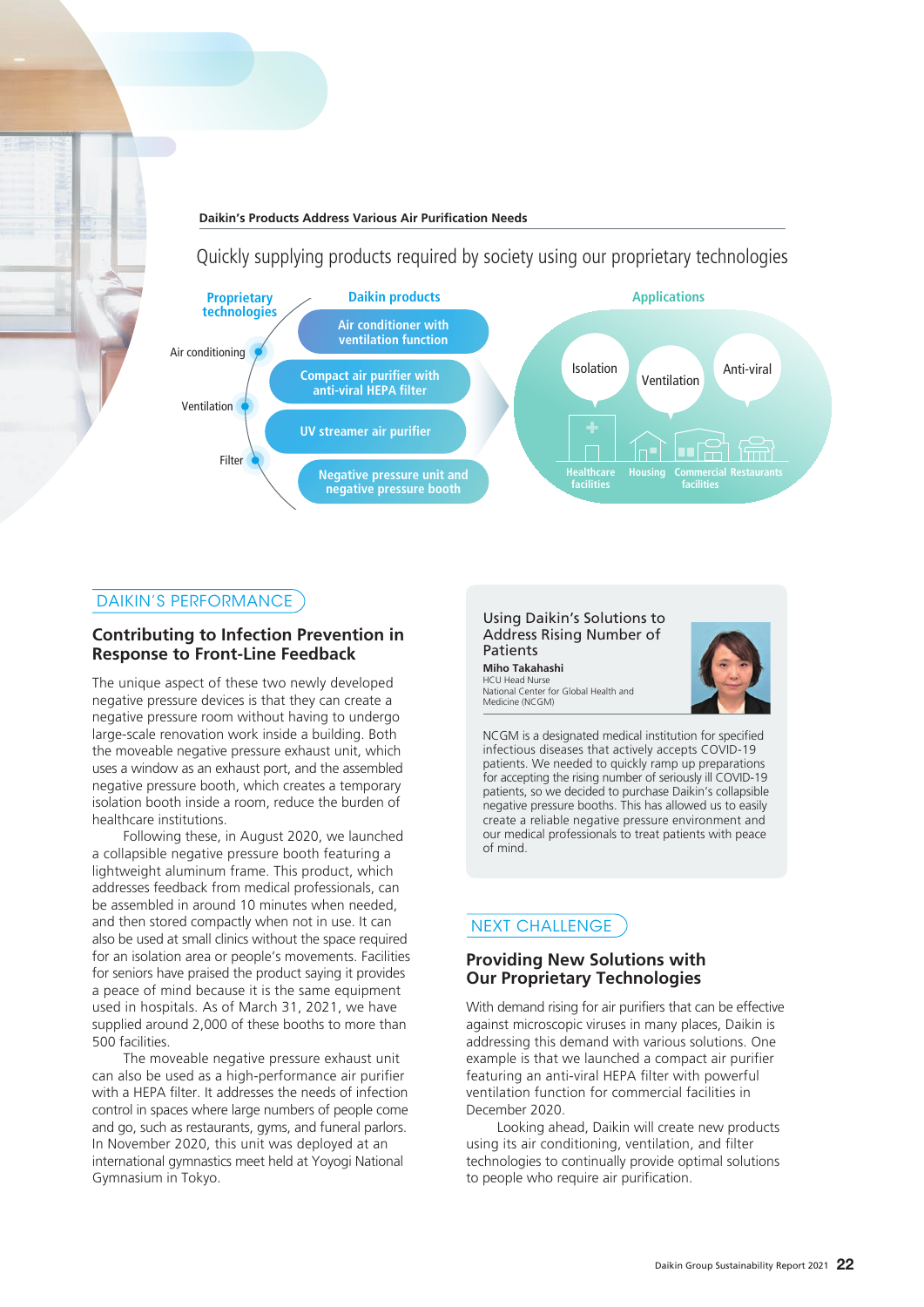**Daikin's Products Address Various Air Purification Needs**

Quickly supplying products required by society using our proprietary technologies

Proprietary technologies

Air conditioning

Ventilation

Filter

Daikin products

Air conditioner with ventilation function

Compact air purifier with anti-viral HEPA filter

UV streamer air purifier

Negative pressure unit and negative pressure booth

Applications

Isolation

Ventilation

Anti-viral

Healthcare facilities

Housing

Commercial facilities

Restaurants

## DAIKIN'S PERFORMANCE

### Contributing to Infection Prevention in Response to Front-Line Feedback

The unique aspect of these two newly developed negative pressure devices is that they can create a negative pressure room without having to undergo large-scale renovation work inside a building. Both the moveable negative pressure exhaust unit, which uses a window as an exhaust port, and the assembled negative pressure booth, which creates a temporary isolation booth inside a room, reduce the burden of healthcare institutions.

Following these, in August 2020, we launched a collapsible negative pressure booth featuring a lightweight aluminum frame. This product, which addresses feedback from medical professionals, can be assembled in around 10 minutes when needed, and then stored compactly when not in use. It can also be used at small clinics without the space required for an isolation area or people's movements. Facilities for seniors have praised the product saying it provides a peace of mind because it is the same equipment used in hospitals. As of March 31, 2021, we have supplied around 2,000 of these booths to more than 500 facilities.

The moveable negative pressure exhaust unit can also be used as a high-performance air purifier with a HEPA filter. It addresses the needs of infection control in spaces where large numbers of people come and go, such as restaurants, gyms, and funeral parlors. In November 2020, this unit was deployed at an international gymnastics meet held at Yoyogi National Gymnasium in Tokyo.

### Using Daikin's Solutions to Address Rising Number of Patients

**Miho Takahashi**
HCU Head Nurse
National Center for Global Health and Medicine (NCGM)

NCGM is a designated medical institution for specified infectious diseases that actively accepts COVID-19 patients. We needed to quickly ramp up preparations for accepting the rising number of seriously ill COVID-19 patients, so we decided to purchase Daikin's collapsible negative pressure booths. This has allowed us to easily create a reliable negative pressure environment and our medical professionals to treat patients with peace of mind.

## NEXT CHALLENGE

### Providing New Solutions with Our Proprietary Technologies

With demand rising for air purifiers that can be effective against microscopic viruses in many places, Daikin is addressing this demand with various solutions. One example is that we launched a compact air purifier featuring an anti-viral HEPA filter with powerful ventilation function for commercial facilities in December 2020.

Looking ahead, Daikin will create new products using its air conditioning, ventilation, and filter technologies to continually provide optimal solutions to people who require air purification.